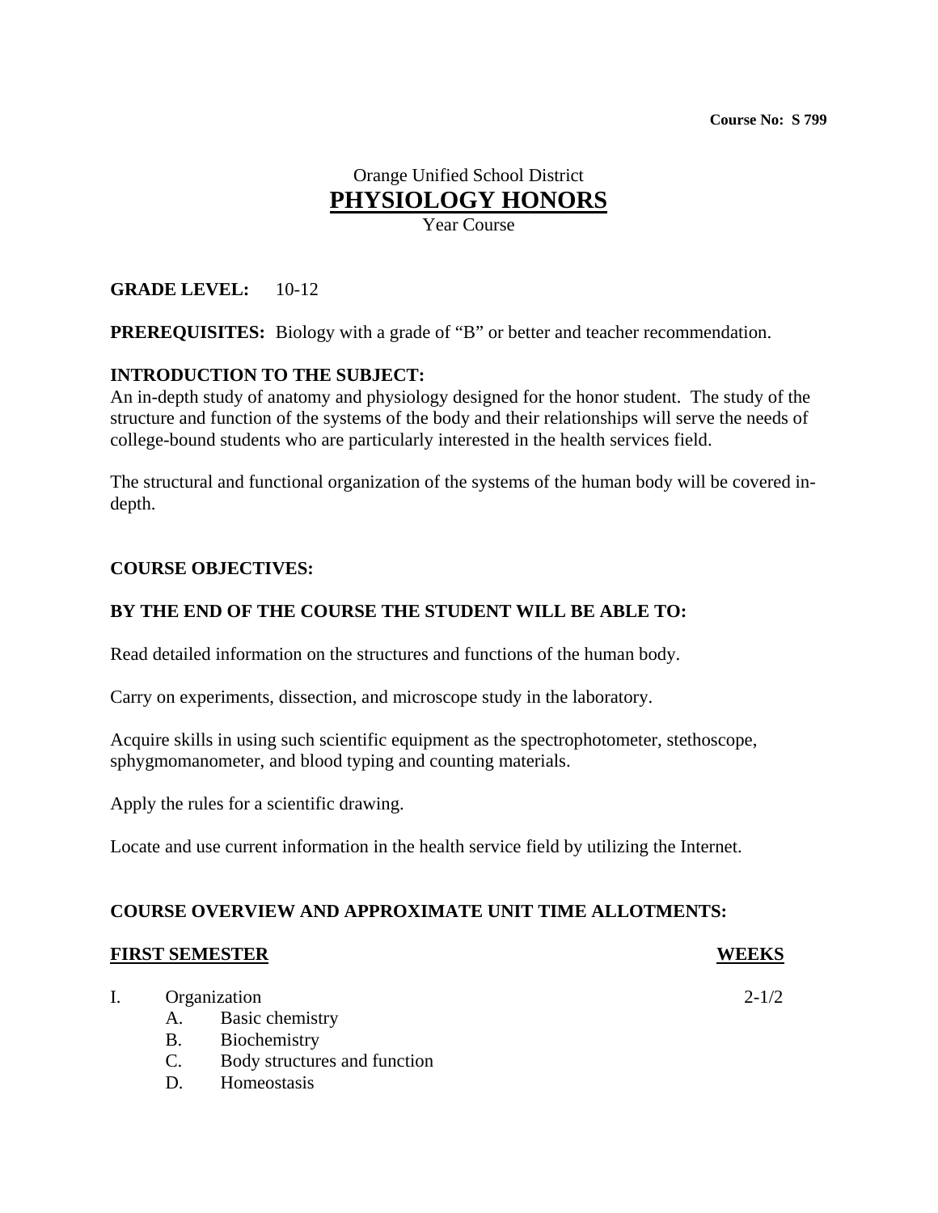**Course No: S 799**

Orange Unified School District

# PHYSIOLOGY HONORS

Year Course

**GRADE LEVEL:** 10-12

**PREREQUISITES:** Biology with a grade of "B" or better and teacher recommendation.

## INTRODUCTION TO THE SUBJECT:

An in-depth study of anatomy and physiology designed for the honor student. The study of the structure and function of the systems of the body and their relationships will serve the needs of college-bound students who are particularly interested in the health services field.

The structural and functional organization of the systems of the human body will be covered in-depth.

## COURSE OBJECTIVES:

## BY THE END OF THE COURSE THE STUDENT WILL BE ABLE TO:

Read detailed information on the structures and functions of the human body.

Carry on experiments, dissection, and microscope study in the laboratory.

Acquire skills in using such scientific equipment as the spectrophotometer, stethoscope, sphygmomanometer, and blood typing and counting materials.

Apply the rules for a scientific drawing.

Locate and use current information in the health service field by utilizing the Internet.

## COURSE OVERVIEW AND APPROXIMATE UNIT TIME ALLOTMENTS:

| FIRST SEMESTER | WEEKS |
|---|---|
| I. Organization | 2-1/2 |
| A. Basic chemistry | |
| B. Biochemistry | |
| C. Body structures and function | |
| D. Homeostasis | |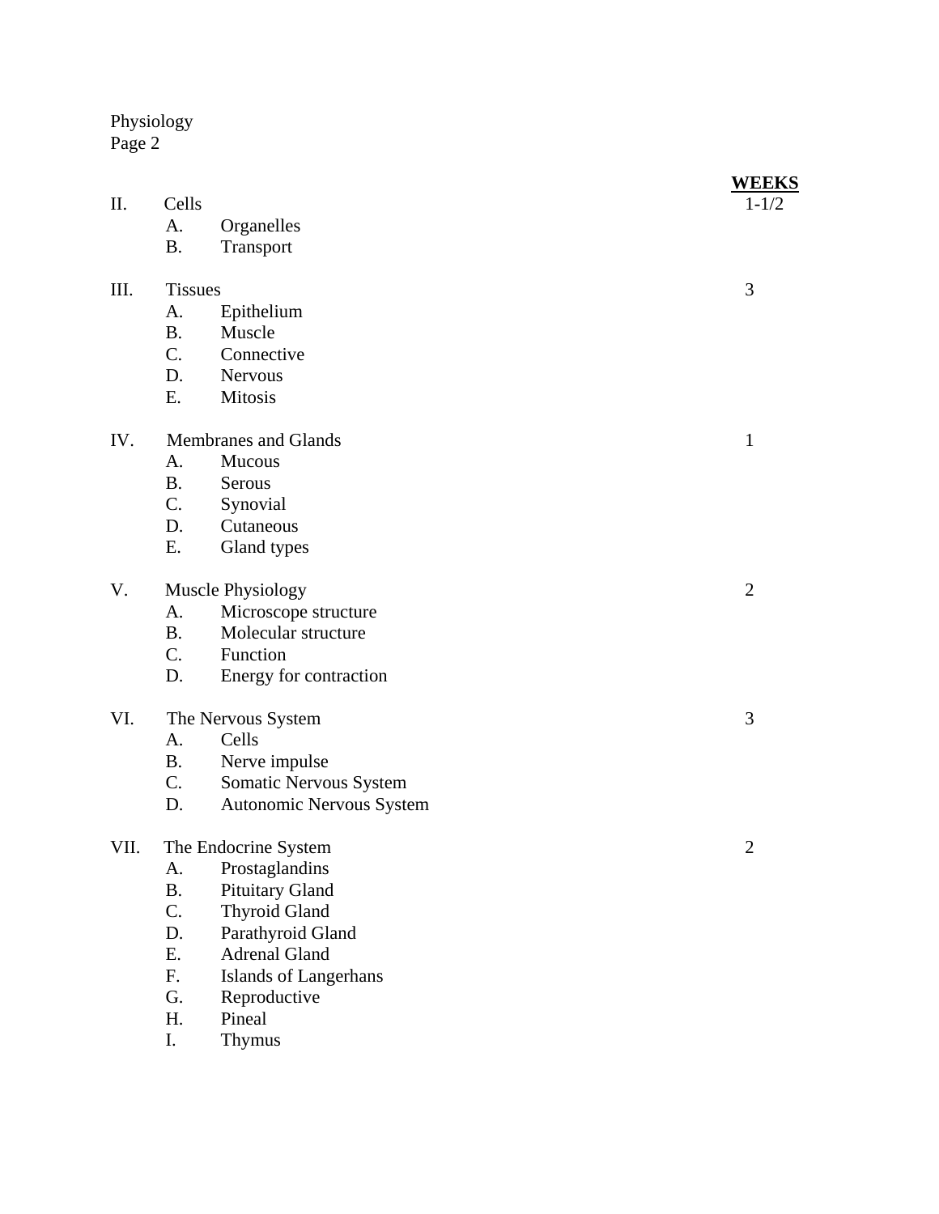| | | WEEKS |
|---|---|---|
| II. | Cells | 1-1/2 |
| | A. Organelles | |
| | B. Transport | |
| III. | Tissues | 3 |
| | A. Epithelium | |
| | B. Muscle | |
| | C. Connective | |
| | D. Nervous | |
| | E. Mitosis | |
| IV. | Membranes and Glands | 1 |
| | A. Mucous | |
| | B. Serous | |
| | C. Synovial | |
| | D. Cutaneous | |
| | E. Gland types | |
| V. | Muscle Physiology | 2 |
| | A. Microscope structure | |
| | B. Molecular structure | |
| | C. Function | |
| | D. Energy for contraction | |
| VI. | The Nervous System | 3 |
| | A. Cells | |
| | B. Nerve impulse | |
| | C. Somatic Nervous System | |
| | D. Autonomic Nervous System | |
| VII. | The Endocrine System | 2 |
| | A. Prostaglandins | |
| | B. Pituitary Gland | |
| | C. Thyroid Gland | |
| | D. Parathyroid Gland | |
| | E. Adrenal Gland | |
| | F. Islands of Langerhans | |
| | G. Reproductive | |
| | H. Pineal | |
| | I. Thymus | |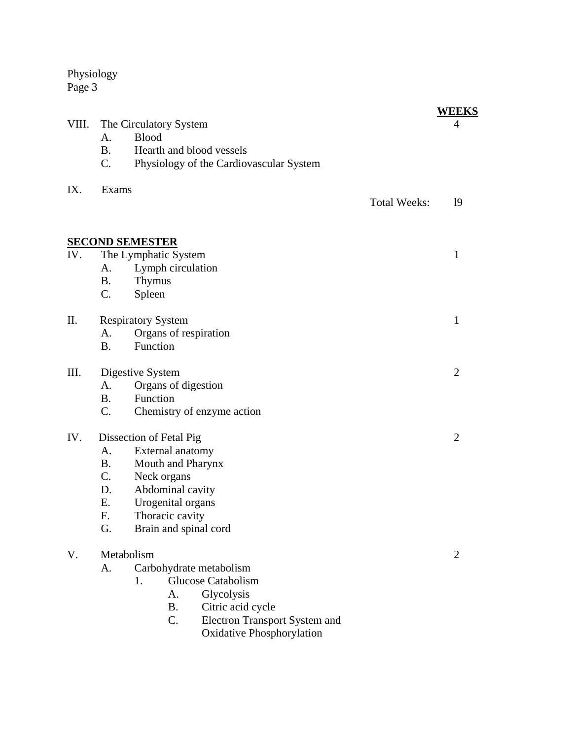Physiology

| | | | WEEKS |
|---|---|---|---|
| VIII. | The Circulatory System | | 4 |
| | A. Blood | | |
| | B. Hearth and blood vessels | | |
| | C. Physiology of the Cardiovascular System | | |
| IX. | Exams | | |
| | | Total Weeks: | l9 |

**SECOND SEMESTER**

| | | WEEKS |
|---|---|---|
| IV. | The Lymphatic System | 1 |
| | A. Lymph circulation | |
| | B. Thymus | |
| | C. Spleen | |
| II. | Respiratory System | 1 |
| | A. Organs of respiration | |
| | B. Function | |
| III. | Digestive System | 2 |
| | A. Organs of digestion | |
| | B. Function | |
| | C. Chemistry of enzyme action | |
| IV. | Dissection of Fetal Pig | 2 |
| | A. External anatomy | |
| | B. Mouth and Pharynx | |
| | C. Neck organs | |
| | D. Abdominal cavity | |
| | E. Urogenital organs | |
| | F. Thoracic cavity | |
| | G. Brain and spinal cord | |
| V. | Metabolism | 2 |
| | A. Carbohydrate metabolism | |
| | 1. Glucose Catabolism | |
| | A. Glycolysis | |
| | B. Citric acid cycle | |
| | C. Electron Transport System and Oxidative Phosphorylation | |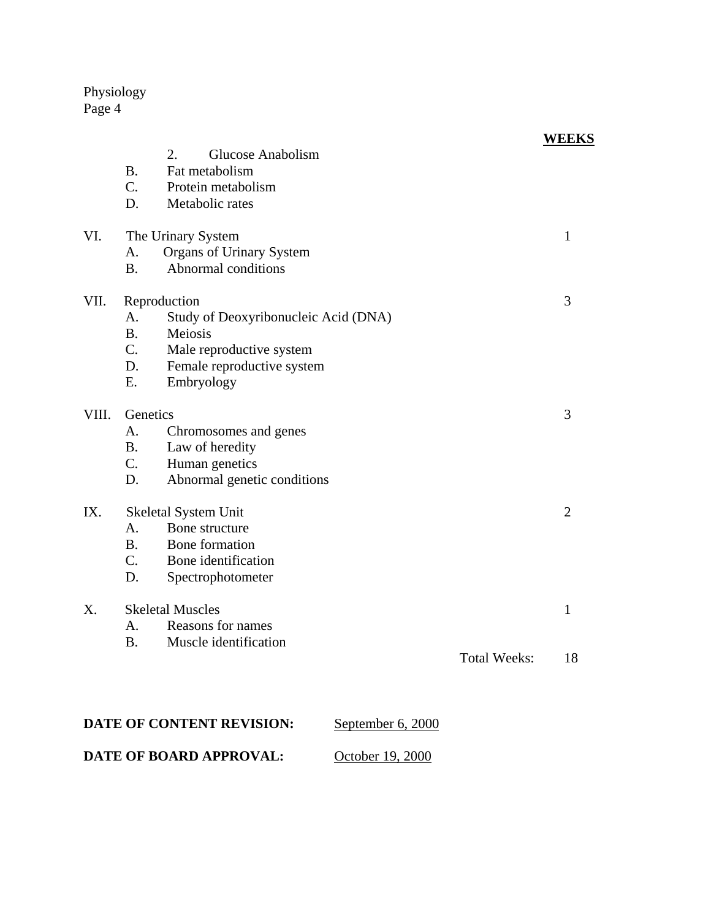| | WEEKS |
|---|---|
| 2. Glucose Anabolism | |
| B. Fat metabolism | |
| C. Protein metabolism | |
| D. Metabolic rates | |
| VI. The Urinary System | 1 |
| A. Organs of Urinary System | |
| B. Abnormal conditions | |
| VII. Reproduction | 3 |
| A. Study of Deoxyribonucleic Acid (DNA) | |
| B. Meiosis | |
| C. Male reproductive system | |
| D. Female reproductive system | |
| E. Embryology | |
| VIII. Genetics | 3 |
| A. Chromosomes and genes | |
| B. Law of heredity | |
| C. Human genetics | |
| D. Abnormal genetic conditions | |
| IX. Skeletal System Unit | 2 |
| A. Bone structure | |
| B. Bone formation | |
| C. Bone identification | |
| D. Spectrophotometer | |
| X. Skeletal Muscles | 1 |
| A. Reasons for names | |
| B. Muscle identification | |
| Total Weeks: | 18 |

**DATE OF CONTENT REVISION:** September 6, 2000

**DATE OF BOARD APPROVAL:** October 19, 2000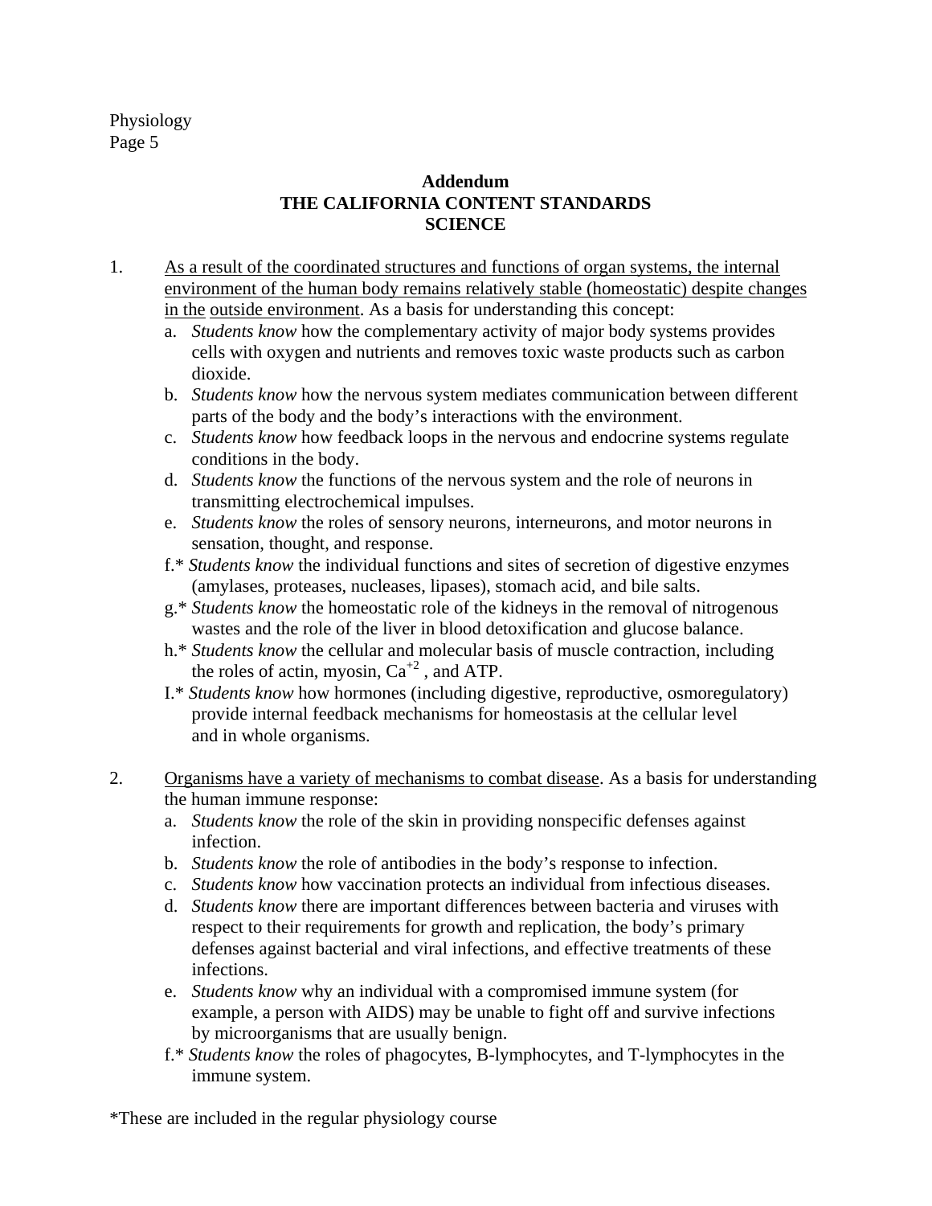**Addendum**
**THE CALIFORNIA CONTENT STANDARDS**
**SCIENCE**

1. <u>As a result of the coordinated structures and functions of organ systems, the internal environment of the human body remains relatively stable (homeostatic) despite changes in the</u> <u>outside environment</u>. As a basis for understanding this concept:
   - a. *Students know* how the complementary activity of major body systems provides cells with oxygen and nutrients and removes toxic waste products such as carbon dioxide.
   - b. *Students know* how the nervous system mediates communication between different parts of the body and the body's interactions with the environment.
   - c. *Students know* how feedback loops in the nervous and endocrine systems regulate conditions in the body.
   - d. *Students know* the functions of the nervous system and the role of neurons in transmitting electrochemical impulses.
   - e. *Students know* the roles of sensory neurons, interneurons, and motor neurons in sensation, thought, and response.
   - f.* *Students know* the individual functions and sites of secretion of digestive enzymes (amylases, proteases, nucleases, lipases), stomach acid, and bile salts.
   - g.* *Students know* the homeostatic role of the kidneys in the removal of nitrogenous wastes and the role of the liver in blood detoxification and glucose balance.
   - h.* *Students know* the cellular and molecular basis of muscle contraction, including the roles of actin, myosin, $Ca^{+2}$ , and ATP.
   - I.* *Students know* how hormones (including digestive, reproductive, osmoregulatory) provide internal feedback mechanisms for homeostasis at the cellular level and in whole organisms.

2. <u>Organisms have a variety of mechanisms to combat disease</u>. As a basis for understanding the human immune response:
   - a. *Students know* the role of the skin in providing nonspecific defenses against infection.
   - b. *Students know* the role of antibodies in the body's response to infection.
   - c. *Students know* how vaccination protects an individual from infectious diseases.
   - d. *Students know* there are important differences between bacteria and viruses with respect to their requirements for growth and replication, the body's primary defenses against bacterial and viral infections, and effective treatments of these infections.
   - e. *Students know* why an individual with a compromised immune system (for example, a person with AIDS) may be unable to fight off and survive infections by microorganisms that are usually benign.
   - f.* *Students know* the roles of phagocytes, B-lymphocytes, and T-lymphocytes in the immune system.

*These are included in the regular physiology course